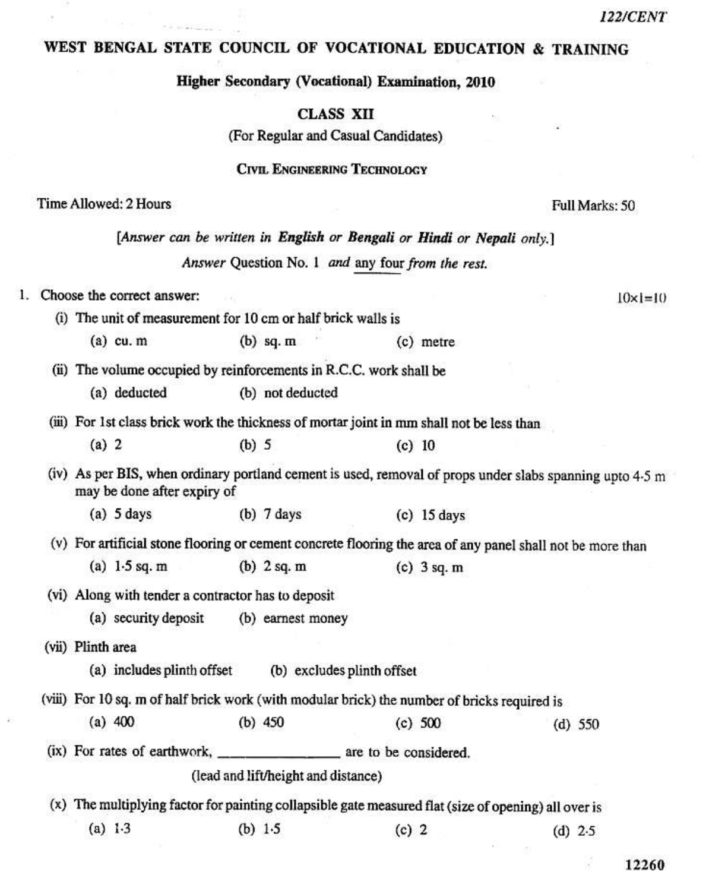122/CENT

# WEST BENGAL STATE COUNCIL OF VOCATIONAL EDUCATION & TRAINING

## Higher Secondary (Vocational) Examination, 2010

### CLASS XII

(For Regular and Casual Candidates)

### CIVIL ENGINEERING TECHNOLOGY

Time Allowed: 2 Hours | Full Marks: 50

*[Answer can be written in **English** or **Bengali** or **Hindi** or **Nepali** only.]*

*Answer Question No. 1 and any four from the rest.*

1. Choose the correct answer: $10 \times 1 = 10$

   (i) The unit of measurement for 10 cm or half brick walls is

   (a) cu. m (b) sq. m (c) metre

   (ii) The volume occupied by reinforcements in R.C.C. work shall be

   (a) deducted (b) not deducted

   (iii) For 1st class brick work the thickness of mortar joint in mm shall not be less than

   (a) 2 (b) 5 (c) 10

   (iv) As per BIS, when ordinary portland cement is used, removal of props under slabs spanning upto 4·5 m may be done after expiry of

   (a) 5 days (b) 7 days (c) 15 days

   (v) For artificial stone flooring or cement concrete flooring the area of any panel shall not be more than

   (a) 1·5 sq. m (b) 2 sq. m (c) 3 sq. m

   (vi) Along with tender a contractor has to deposit

   (a) security deposit (b) earnest money

   (vii) Plinth area

   (a) includes plinth offset (b) excludes plinth offset

   (viii) For 10 sq. m of half brick work (with modular brick) the number of bricks required is

   (a) 400 (b) 450 (c) 500 (d) 550

   (ix) For rates of earthwork, _______________ are to be considered.

   (lead and lift/height and distance)

   (x) The multiplying factor for painting collapsible gate measured flat (size of opening) all over is

   (a) 1·3 (b) 1·5 (c) 2 (d) 2·5

12260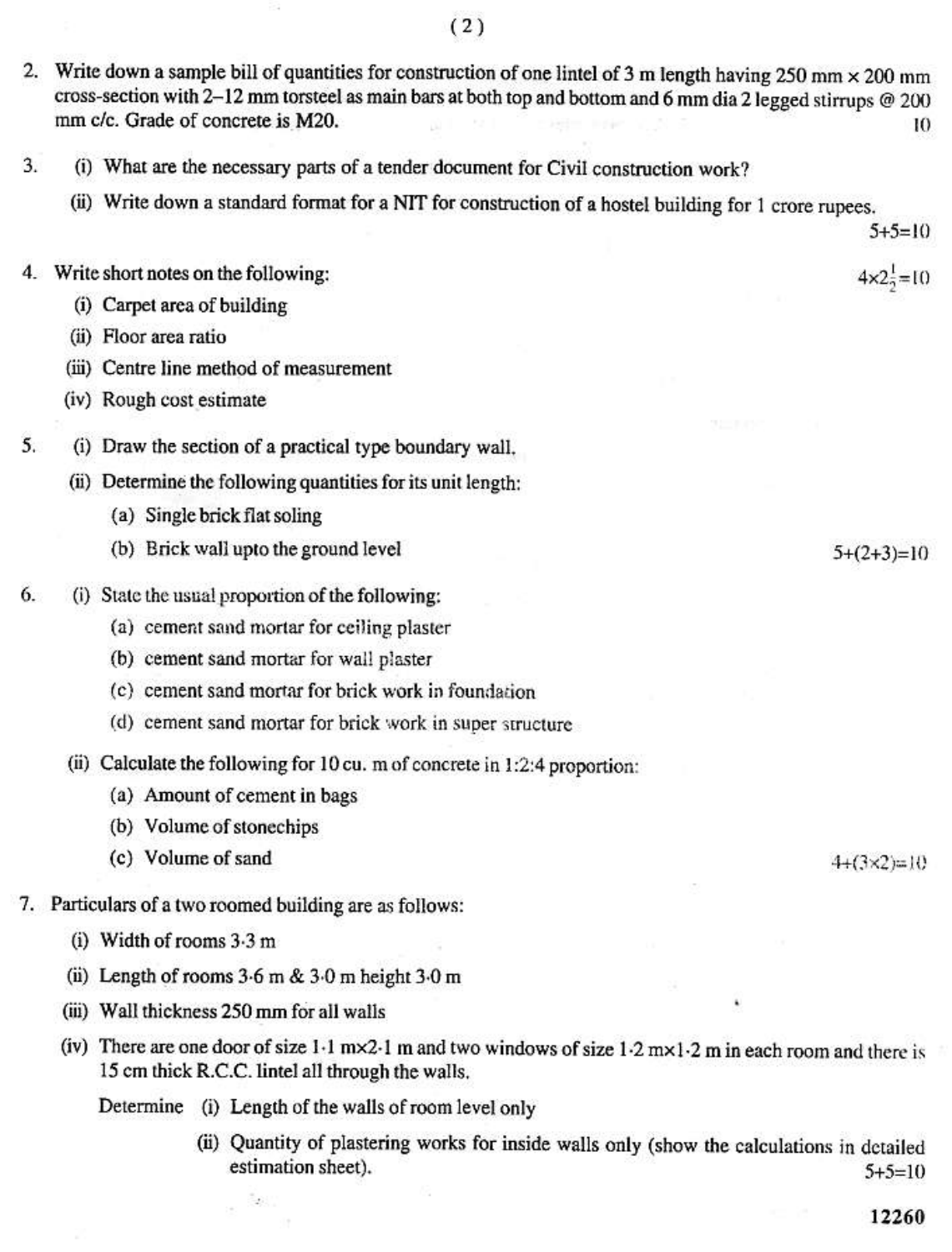2. Write down a sample bill of quantities for construction of one lintel of 3 m length having 250 mm × 200 mm cross-section with 2–12 mm torsteel as main bars at both top and bottom and 6 mm dia 2 legged stirrups @ 200 mm c/c. Grade of concrete is M20. 10

3. (i) What are the necessary parts of a tender document for Civil construction work?

   (ii) Write down a standard format for a NIT for construction of a hostel building for 1 crore rupees. 5+5=10

4. Write short notes on the following: $4 \times 2\frac{1}{2} = 10$

   (i) Carpet area of building

   (ii) Floor area ratio

   (iii) Centre line method of measurement

   (iv) Rough cost estimate

5. (i) Draw the section of a practical type boundary wall.

   (ii) Determine the following quantities for its unit length:

   (a) Single brick flat soling

   (b) Brick wall upto the ground level 5+(2+3)=10

6. (i) State the usual proportion of the following:

   (a) cement sand mortar for ceiling plaster

   (b) cement sand mortar for wall plaster

   (c) cement sand mortar for brick work in foundation

   (d) cement sand mortar for brick work in super structure

   (ii) Calculate the following for 10 cu. m of concrete in 1:2:4 proportion:

   (a) Amount of cement in bags

   (b) Volume of stonechips

   (c) Volume of sand 4+(3×2)=10

7. Particulars of a two roomed building are as follows:

   (i) Width of rooms 3·3 m

   (ii) Length of rooms 3·6 m & 3·0 m height 3·0 m

   (iii) Wall thickness 250 mm for all walls

   (iv) There are one door of size 1·1 m×2·1 m and two windows of size 1·2 m×1·2 m in each room and there is 15 cm thick R.C.C. lintel all through the walls.

   Determine (i) Length of the walls of room level only

   (ii) Quantity of plastering works for inside walls only (show the calculations in detailed estimation sheet). 5+5=10

12260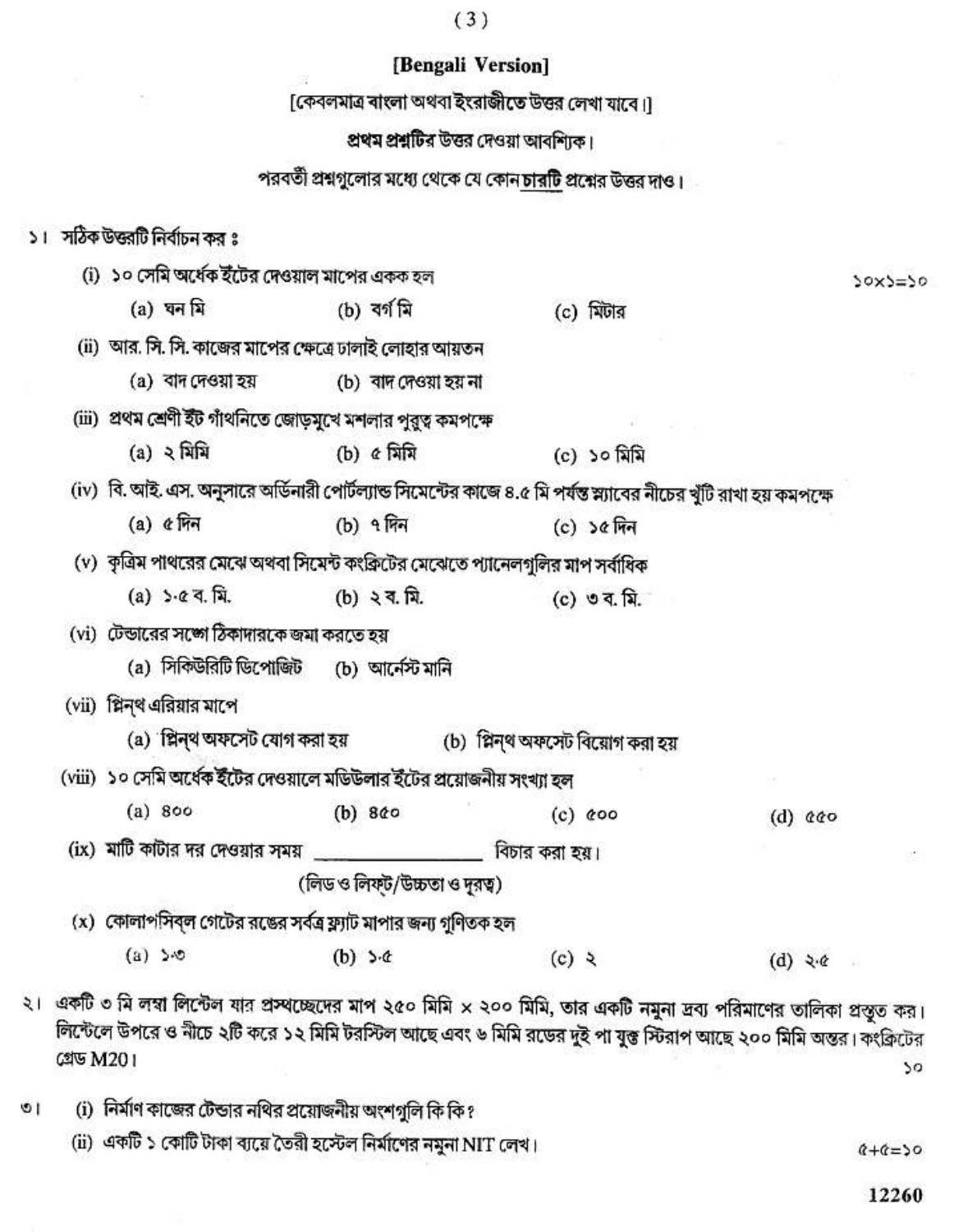## [Bengali Version]

[কেবলমাত্র বাংলা অথবা ইংরাজীতে উত্তর লেখা যাবে।]

**প্রথম প্রশ্নটির উত্তর দেওয়া আবশ্যিক।**

পরবর্তী প্রশ্নগুলোর মধ্যে থেকে যে কোন চারটি প্রশ্নের উত্তর দাও।

১। সঠিক উত্তরটি নির্বাচন কর ঃ

১০×১=১০

(i) ১০ সেমি অর্ধেক ইঁটের দেওয়াল মাপের একক হল

(a) ঘন মি (b) বর্গ মি (c) মিটার

(ii) আর. সি. সি. কাজের মাপের ক্ষেত্রে ঢালাই লোহার আয়তন

(a) বাদ দেওয়া হয় (b) বাদ দেওয়া হয় না

(iii) প্রথম শ্রেণী ইঁট গাঁথনিতে জোড়মুখে মশলার পুরুত্ব কমপক্ষে

(a) ২ মিমি (b) ৫ মিমি (c) ১০ মিমি

(iv) বি. আই. এস. অনুসারে অর্ডিনারী পোর্টল্যান্ড সিমেন্টের কাজে ৪.৫ মি পর্যন্ত স্ল্যাবের নীচের খুঁটি রাখা হয় কমপক্ষে

(a) ৫ দিন (b) ৭ দিন (c) ১৫ দিন

(v) কৃত্রিম পাথরের মেঝে অথবা সিমেন্ট কংক্রিটের মেঝেতে প্যানেলগুলির মাপ সর্বাধিক

(a) ১·৫ ব. মি. (b) ২ ব. মি. (c) ৩ ব. মি.

(vi) টেন্ডারের সঙ্গে ঠিকাদারকে জমা করতে হয়

(a) সিকিউরিটি ডিপোজিট (b) আর্নেস্ট মানি

(vii) প্লিন্থ এরিয়ার মাপে

(a) প্লিন্থ অফসেট যোগ করা হয় (b) প্লিন্থ অফসেট বিয়োগ করা হয়

(viii) ১০ সেমি অর্ধেক ইঁটের দেওয়ালে মডিউলার ইঁটের প্রয়োজনীয় সংখ্যা হল

(a) ৪০০ (b) ৪৫০ (c) ৫০০ (d) ৫৫০

(ix) মাটি কাটার দর দেওয়ার সময় _______________ বিচার করা হয়।

(লিড ও লিফ্‌ট/উচ্চতা ও দূরত্ব)

(x) কোলাপসিব্‌ল গেটের রঙের সর্বত্র ফ্ল্যাট মাপার জন্য গুণিতক হল

(a) ১·৩ (b) ১·৫ (c) ২ (d) ২·৫

২। একটি ৩ মি লম্বা লিন্টেল যার প্রস্থচ্ছেদের মাপ ২৫০ মিমি × ২০০ মিমি, তার একটি নমুনা দ্রব্য পরিমাণের তালিকা প্রস্তুত কর। লিন্টেলে উপরে ও নীচে ২টি করে ১২ মিমি টরস্টিল আছে এবং ৬ মিমি রডের দুই পা যুক্ত স্টিরাপ আছে ২০০ মিমি অন্তর। কংক্রিটের গ্রেড M20।

১০

৩। (i) নির্মাণ কাজের টেন্ডার নথির প্রয়োজনীয় অংশগুলি কি কি?

(ii) একটি ১ কোটি টাকা ব্যয়ে তৈরী হস্টেল নির্মাণের নমুনা NIT লেখ।

৫+৫=১০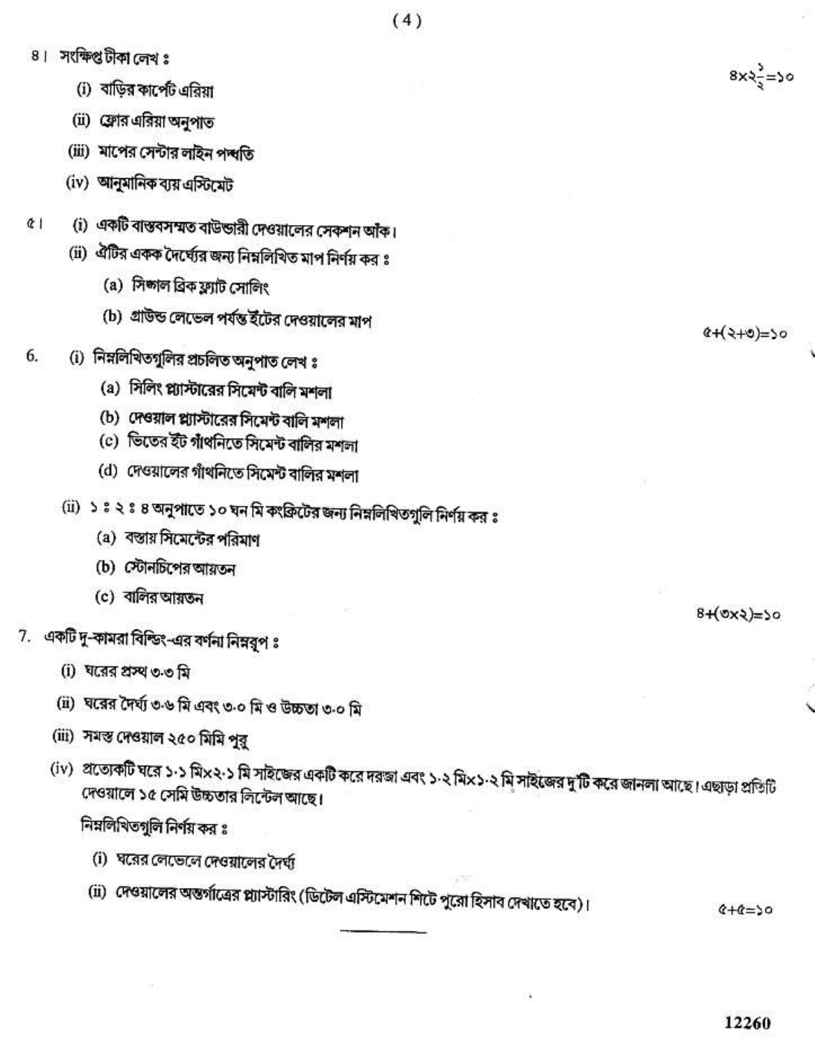৪। সংক্ষিপ্ত টীকা লেখ ঃ $৪\times২\frac{১}{২}=১০$

(i) বাড়ির কার্পেট এরিয়া

(ii) ফ্লোর এরিয়া অনুপাত

(iii) মাপের সেন্টার লাইন পদ্ধতি

(iv) আনুমানিক ব্যয় এস্টিমেট

৫। (i) একটি বাস্তবসম্মত বাউন্ডারী দেওয়ালের সেকশন আঁক।

(ii) ঐটির একক দৈর্ঘ্যের জন্য নিম্নলিখিত মাপ নির্ণয় কর ঃ

(a) সিঙ্গল ব্রিক ফ্ল্যাট সোলিং

(b) গ্রাউন্ড লেভেল পর্যন্ত ইঁটের দেওয়ালের মাপ

৫+(২+৩)=১০

6. (i) নিম্নলিখিতগুলির প্রচলিত অনুপাত লেখ ঃ

(a) সিলিং প্লাস্টারের সিমেন্ট বালি মশলা

(b) দেওয়াল প্লাস্টারের সিমেন্ট বালি মশলা

(c) ভিতের ইঁট গাঁথনিতে সিমেন্ট বালির মশলা

(d) দেওয়ালের গাঁথনিতে সিমেন্ট বালির মশলা

(ii) ১ ঃ ২ ঃ ৪ অনুপাতে ১০ ঘন মি কংক্রিটের জন্য নিম্নলিখিতগুলি নির্ণয় কর ঃ

(a) বস্তায় সিমেন্টের পরিমাণ

(b) স্টোনচিপের আয়তন

(c) বালির আয়তন

৪+(৩×২)=১০

7. একটি দু-কামরা বিল্ডিং-এর বর্ণনা নিম্নরূপ ঃ

(i) ঘরের প্রস্থ ৩.৩ মি

(ii) ঘরের দৈর্ঘ্য ৩.৬ মি এবং ৩.০ মি ও উচ্চতা ৩.০ মি

(iii) সমস্ত দেওয়াল ২৫০ মিমি পুরু

(iv) প্রত্যেকটি ঘরে ১.১ মি×২.১ মি সাইজের একটি করে দরজা এবং ১.২ মি×১.২ মি সাইজের দু'টি করে জানলা আছে। এছাড়া প্রতিটি দেওয়ালে ১৫ সেমি উচ্চতার লিন্টেল আছে।

নিম্নলিখিতগুলি নির্ণয় কর ঃ

(i) ঘরের লেভেলে দেওয়ালের দৈর্ঘ্য

(ii) দেওয়ালের অন্তর্গাত্রের প্লাস্টারিং (ডিটেল এস্টিমেশন শিটে পুরো হিসাব দেখাতে হবে)।

৫+৫=১০

12260